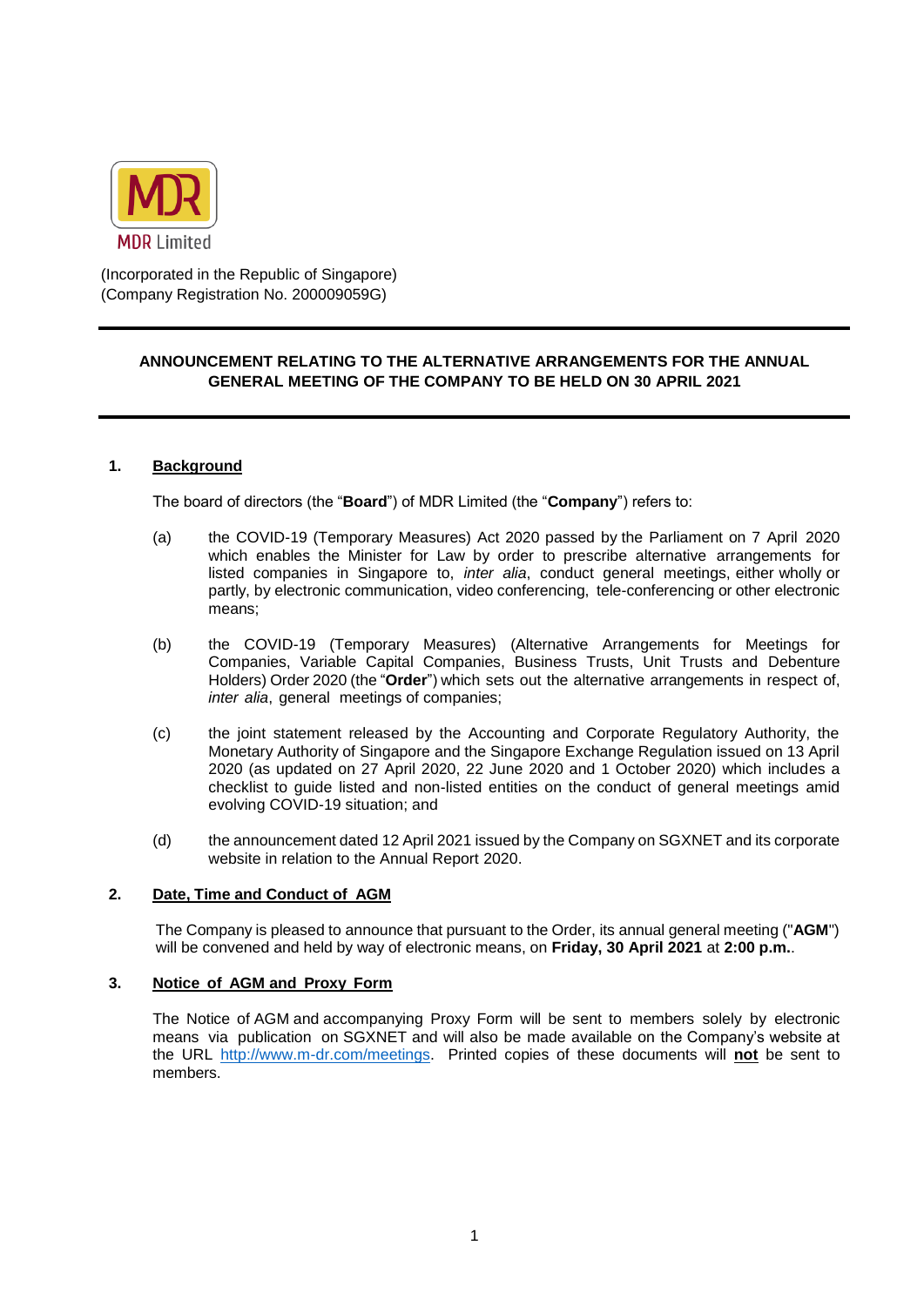MDR Limited

(Incorporated in the Republic of Singapore)
(Company Registration No. 200009059G)

---

**ANNOUNCEMENT RELATING TO THE ALTERNATIVE ARRANGEMENTS FOR THE ANNUAL GENERAL MEETING OF THE COMPANY TO BE HELD ON 30 APRIL 2021**

---

**1. Background**

The board of directors (the "**Board**") of MDR Limited (the "**Company**") refers to:

(a) the COVID-19 (Temporary Measures) Act 2020 passed by the Parliament on 7 April 2020 which enables the Minister for Law by order to prescribe alternative arrangements for listed companies in Singapore to, *inter alia*, conduct general meetings, either wholly or partly, by electronic communication, video conferencing, tele-conferencing or other electronic means;

(b) the COVID-19 (Temporary Measures) (Alternative Arrangements for Meetings for Companies, Variable Capital Companies, Business Trusts, Unit Trusts and Debenture Holders) Order 2020 (the "**Order**") which sets out the alternative arrangements in respect of, *inter alia*, general meetings of companies;

(c) the joint statement released by the Accounting and Corporate Regulatory Authority, the Monetary Authority of Singapore and the Singapore Exchange Regulation issued on 13 April 2020 (as updated on 27 April 2020, 22 June 2020 and 1 October 2020) which includes a checklist to guide listed and non-listed entities on the conduct of general meetings amid evolving COVID-19 situation; and

(d) the announcement dated 12 April 2021 issued by the Company on SGXNET and its corporate website in relation to the Annual Report 2020.

**2. Date, Time and Conduct of AGM**

The Company is pleased to announce that pursuant to the Order, its annual general meeting ("**AGM**") will be convened and held by way of electronic means, on **Friday, 30 April 2021** at **2:00 p.m.**.

**3. Notice of AGM and Proxy Form**

The Notice of AGM and accompanying Proxy Form will be sent to members solely by electronic means via publication on SGXNET and will also be made available on the Company's website at the URL http://www.m-dr.com/meetings. Printed copies of these documents will **not** be sent to members.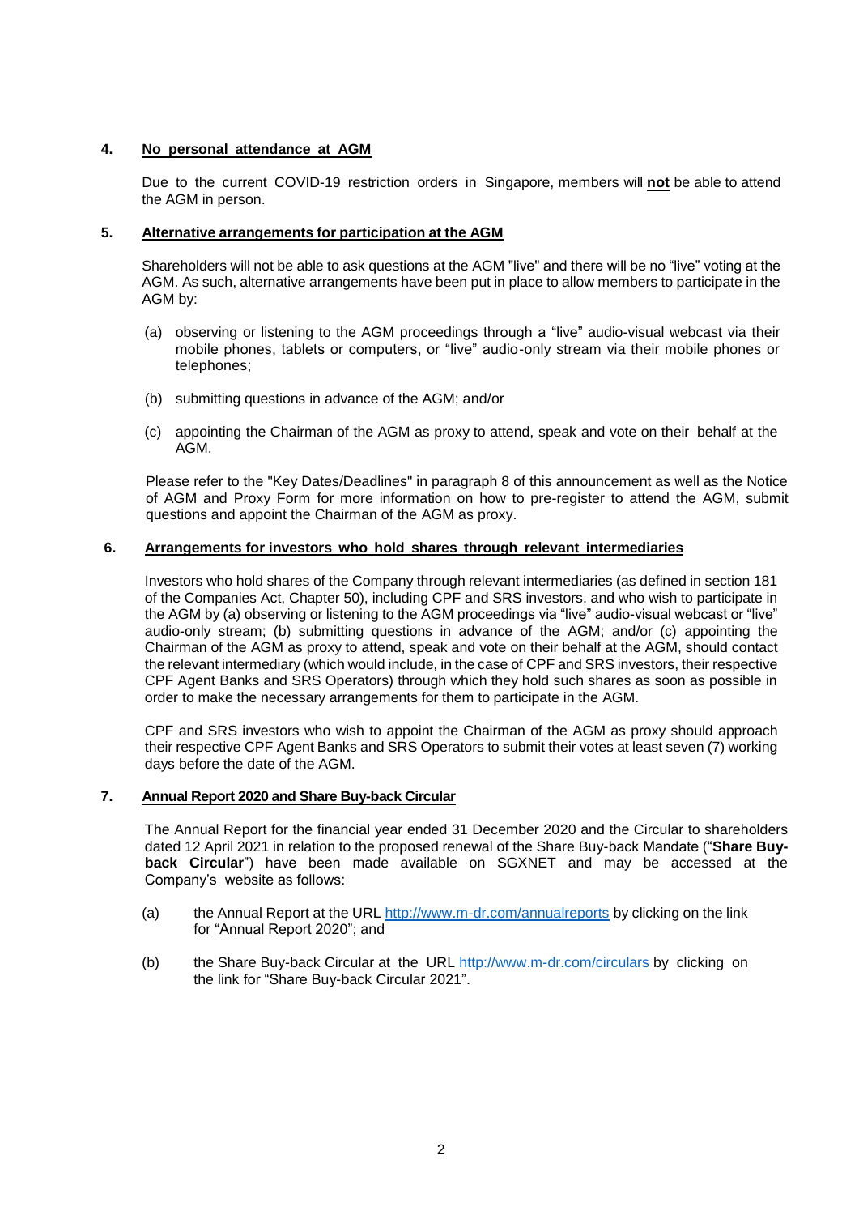## 4. No personal attendance at AGM

Due to the current COVID-19 restriction orders in Singapore, members will **not** be able to attend the AGM in person.

## 5. Alternative arrangements for participation at the AGM

Shareholders will not be able to ask questions at the AGM "live" and there will be no "live" voting at the AGM. As such, alternative arrangements have been put in place to allow members to participate in the AGM by:

(a) observing or listening to the AGM proceedings through a "live" audio-visual webcast via their mobile phones, tablets or computers, or "live" audio-only stream via their mobile phones or telephones;

(b) submitting questions in advance of the AGM; and/or

(c) appointing the Chairman of the AGM as proxy to attend, speak and vote on their behalf at the AGM.

Please refer to the "Key Dates/Deadlines" in paragraph 8 of this announcement as well as the Notice of AGM and Proxy Form for more information on how to pre-register to attend the AGM, submit questions and appoint the Chairman of the AGM as proxy.

## 6. Arrangements for investors who hold shares through relevant intermediaries

Investors who hold shares of the Company through relevant intermediaries (as defined in section 181 of the Companies Act, Chapter 50), including CPF and SRS investors, and who wish to participate in the AGM by (a) observing or listening to the AGM proceedings via "live" audio-visual webcast or "live" audio-only stream; (b) submitting questions in advance of the AGM; and/or (c) appointing the Chairman of the AGM as proxy to attend, speak and vote on their behalf at the AGM, should contact the relevant intermediary (which would include, in the case of CPF and SRS investors, their respective CPF Agent Banks and SRS Operators) through which they hold such shares as soon as possible in order to make the necessary arrangements for them to participate in the AGM.

CPF and SRS investors who wish to appoint the Chairman of the AGM as proxy should approach their respective CPF Agent Banks and SRS Operators to submit their votes at least seven (7) working days before the date of the AGM.

## 7. Annual Report 2020 and Share Buy-back Circular

The Annual Report for the financial year ended 31 December 2020 and the Circular to shareholders dated 12 April 2021 in relation to the proposed renewal of the Share Buy-back Mandate ("**Share Buy-back Circular**") have been made available on SGXNET and may be accessed at the Company's website as follows:

(a) the Annual Report at the URL http://www.m-dr.com/annualreports by clicking on the link for "Annual Report 2020"; and

(b) the Share Buy-back Circular at the URL http://www.m-dr.com/circulars by clicking on the link for "Share Buy-back Circular 2021".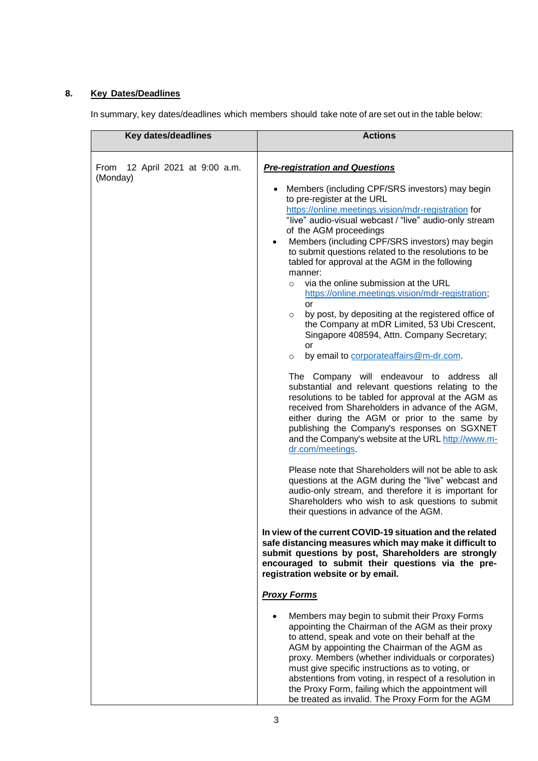## 8. Key Dates/Deadlines

In summary, key dates/deadlines which members should take note of are set out in the table below:

| Key dates/deadlines | Actions |
| --- | --- |
| From 12 April 2021 at 9:00 a.m. (Monday) | ***Pre-registration and Questions***<br><br>• Members (including CPF/SRS investors) may begin to pre-register at the URL https://online.meetings.vision/mdr-registration for "live" audio-visual webcast / "live" audio-only stream of the AGM proceedings<br>• Members (including CPF/SRS investors) may begin to submit questions related to the resolutions to be tabled for approval at the AGM in the following manner:<br>&nbsp;&nbsp;&nbsp;&nbsp;○ via the online submission at the URL https://online.meetings.vision/mdr-registration; or<br>&nbsp;&nbsp;&nbsp;&nbsp;○ by post, by depositing at the registered office of the Company at mDR Limited, 53 Ubi Crescent, Singapore 408594, Attn. Company Secretary; or<br>&nbsp;&nbsp;&nbsp;&nbsp;○ by email to corporateaffairs@m-dr.com.<br><br>The Company will endeavour to address all substantial and relevant questions relating to the resolutions to be tabled for approval at the AGM as received from Shareholders in advance of the AGM, either during the AGM or prior to the same by publishing the Company's responses on SGXNET and the Company's website at the URL http://www.m-dr.com/meetings.<br><br>Please note that Shareholders will not be able to ask questions at the AGM during the "live" webcast and audio-only stream, and therefore it is important for Shareholders who wish to ask questions to submit their questions in advance of the AGM.<br><br>**In view of the current COVID-19 situation and the related safe distancing measures which may make it difficult to submit questions by post, Shareholders are strongly encouraged to submit their questions via the pre-registration website or by email.**<br><br>***Proxy Forms***<br><br>• Members may begin to submit their Proxy Forms appointing the Chairman of the AGM as their proxy to attend, speak and vote on their behalf at the AGM by appointing the Chairman of the AGM as proxy. Members (whether individuals or corporates) must give specific instructions as to voting, or abstentions from voting, in respect of a resolution in the Proxy Form, failing which the appointment will be treated as invalid. The Proxy Form for the AGM |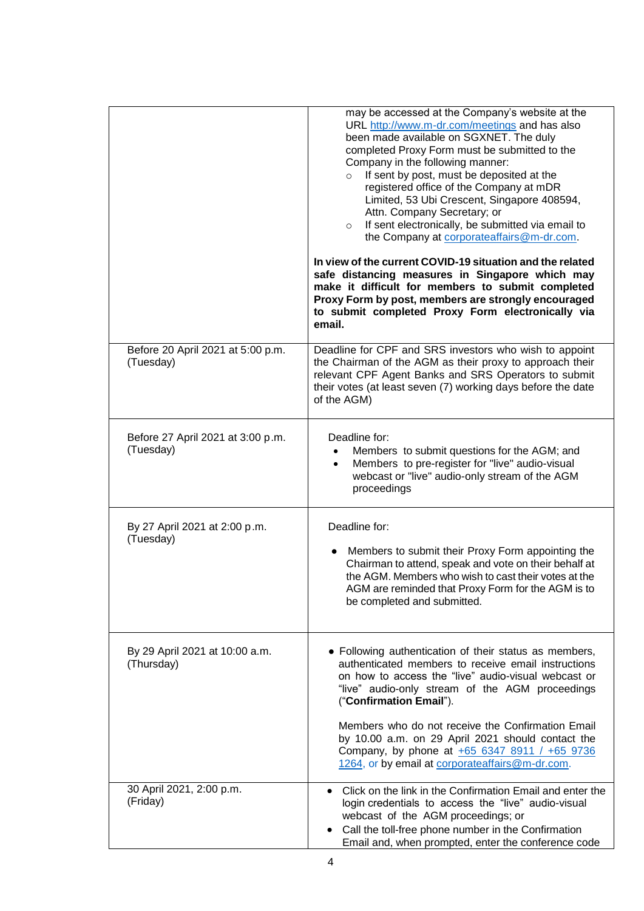| | |
|---|---|
| | may be accessed at the Company's website at the URL http://www.m-dr.com/meetings and has also been made available on SGXNET. The duly completed Proxy Form must be submitted to the Company in the following manner:<br>○ If sent by post, must be deposited at the registered office of the Company at mDR Limited, 53 Ubi Crescent, Singapore 408594, Attn. Company Secretary; or<br>○ If sent electronically, be submitted via email to the Company at corporateaffairs@m-dr.com.<br><br>**In view of the current COVID-19 situation and the related safe distancing measures in Singapore which may make it difficult for members to submit completed Proxy Form by post, members are strongly encouraged to submit completed Proxy Form electronically via email.** |
| Before 20 April 2021 at 5:00 p.m. (Tuesday) | Deadline for CPF and SRS investors who wish to appoint the Chairman of the AGM as their proxy to approach their relevant CPF Agent Banks and SRS Operators to submit their votes (at least seven (7) working days before the date of the AGM) |
| Before 27 April 2021 at 3:00 p.m. (Tuesday) | Deadline for:<br>• Members to submit questions for the AGM; and<br>• Members to pre-register for "live" audio-visual webcast or "live" audio-only stream of the AGM proceedings |
| By 27 April 2021 at 2:00 p.m. (Tuesday) | Deadline for:<br>• Members to submit their Proxy Form appointing the Chairman to attend, speak and vote on their behalf at the AGM. Members who wish to cast their votes at the AGM are reminded that Proxy Form for the AGM is to be completed and submitted. |
| By 29 April 2021 at 10:00 a.m. (Thursday) | • Following authentication of their status as members, authenticated members to receive email instructions on how to access the "live" audio-visual webcast or "live" audio-only stream of the AGM proceedings ("**Confirmation Email**").<br><br>Members who do not receive the Confirmation Email by 10.00 a.m. on 29 April 2021 should contact the Company, by phone at +65 6347 8911 / +65 9736 1264, or by email at corporateaffairs@m-dr.com. |
| 30 April 2021, 2:00 p.m. (Friday) | • Click on the link in the Confirmation Email and enter the login credentials to access the "live" audio-visual webcast of the AGM proceedings; or<br>• Call the toll-free phone number in the Confirmation Email and, when prompted, enter the conference code |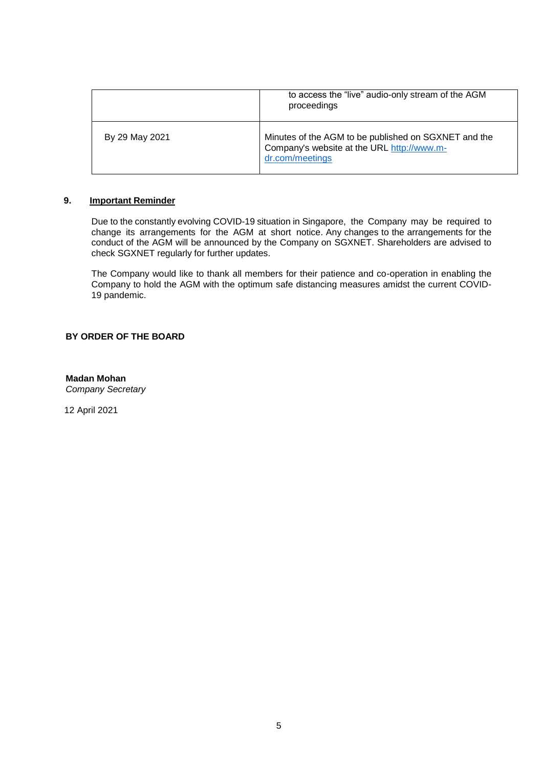| | |
|---|---|
| | to access the "live" audio-only stream of the AGM proceedings |
| By 29 May 2021 | Minutes of the AGM to be published on SGXNET and the Company's website at the URL http://www.m-dr.com/meetings |

**9. Important Reminder**

Due to the constantly evolving COVID-19 situation in Singapore, the Company may be required to change its arrangements for the AGM at short notice. Any changes to the arrangements for the conduct of the AGM will be announced by the Company on SGXNET. Shareholders are advised to check SGXNET regularly for further updates.

The Company would like to thank all members for their patience and co-operation in enabling the Company to hold the AGM with the optimum safe distancing measures amidst the current COVID-19 pandemic.

**BY ORDER OF THE BOARD**

**Madan Mohan**
*Company Secretary*

12 April 2021